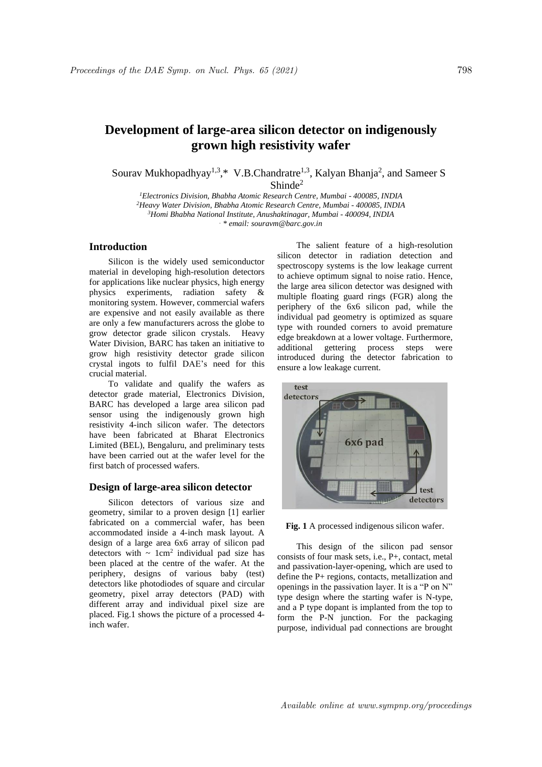# Development of large-area silicon detector on indigenously grown high resistivity wafer

Sourav Mukhopadhyay[1,3],* V.B.Chandratre[1,3], Kalyan Bhanja[2], and Sameer S Shinde[2]

[1]*Electronics Division, Bhabha Atomic Research Centre, Mumbai - 400085, INDIA*
[2]*Heavy Water Division, Bhabha Atomic Research Centre, Mumbai - 400085, INDIA*
[3]*Homi Bhabha National Institute, Anushaktinagar, Mumbai - 400094, INDIA*
*\* email: souravm@barc.gov.in*

## Introduction

Silicon is the widely used semiconductor material in developing high-resolution detectors for applications like nuclear physics, high energy physics experiments, radiation safety & monitoring system. However, commercial wafers are expensive and not easily available as there are only a few manufacturers across the globe to grow detector grade silicon crystals. Heavy Water Division, BARC has taken an initiative to grow high resistivity detector grade silicon crystal ingots to fulfil DAE's need for this crucial material.

To validate and qualify the wafers as detector grade material, Electronics Division, BARC has developed a large area silicon pad sensor using the indigenously grown high resistivity 4-inch silicon wafer. The detectors have been fabricated at Bharat Electronics Limited (BEL), Bengaluru, and preliminary tests have been carried out at the wafer level for the first batch of processed wafers.

## Design of large-area silicon detector

Silicon detectors of various size and geometry, similar to a proven design [1] earlier fabricated on a commercial wafer, has been accommodated inside a 4-inch mask layout. A design of a large area 6x6 array of silicon pad detectors with ~ 1cm$^2$ individual pad size has been placed at the centre of the wafer. At the periphery, designs of various baby (test) detectors like photodiodes of square and circular geometry, pixel array detectors (PAD) with different array and individual pixel size are placed. Fig.1 shows the picture of a processed 4-inch wafer.

The salient feature of a high-resolution silicon detector in radiation detection and spectroscopy systems is the low leakage current to achieve optimum signal to noise ratio. Hence, the large area silicon detector was designed with multiple floating guard rings (FGR) along the periphery of the 6x6 silicon pad, while the individual pad geometry is optimized as square type with rounded corners to avoid premature edge breakdown at a lower voltage. Furthermore, additional gettering process steps were introduced during the detector fabrication to ensure a low leakage current.

test detectors
6x6 pad
test detectors

**Fig. 1** A processed indigenous silicon wafer.

This design of the silicon pad sensor consists of four mask sets, i.e., P+, contact, metal and passivation-layer-opening, which are used to define the P+ regions, contacts, metallization and openings in the passivation layer. It is a "P on N" type design where the starting wafer is N-type, and a P type dopant is implanted from the top to form the P-N junction. For the packaging purpose, individual pad connections are brought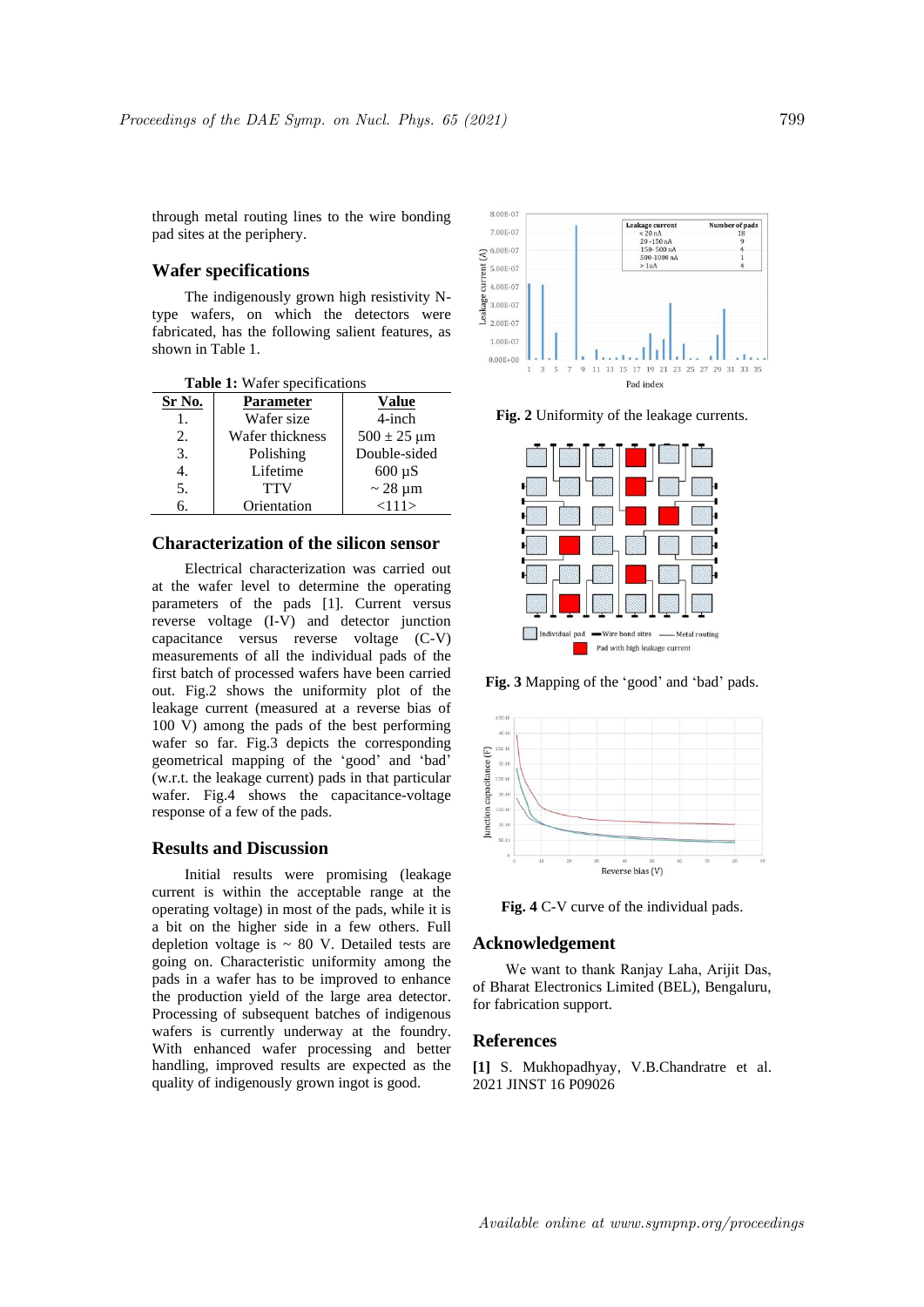through metal routing lines to the wire bonding pad sites at the periphery.

## Wafer specifications

The indigenously grown high resistivity N-type wafers, on which the detectors were fabricated, has the following salient features, as shown in Table 1.

**Table 1:** Wafer specifications

| Sr No. | Parameter | Value |
|---|---|---|
| 1. | Wafer size | 4-inch |
| 2. | Wafer thickness | 500 ± 25 µm |
| 3. | Polishing | Double-sided |
| 4. | Lifetime | 600 µS |
| 5. | TTV | ~ 28 µm |
| 6. | Orientation | <111> |

## Characterization of the silicon sensor

Electrical characterization was carried out at the wafer level to determine the operating parameters of the pads [1]. Current versus reverse voltage (I-V) and detector junction capacitance versus reverse voltage (C-V) measurements of all the individual pads of the first batch of processed wafers have been carried out. Fig.2 shows the uniformity plot of the leakage current (measured at a reverse bias of 100 V) among the pads of the best performing wafer so far. Fig.3 depicts the corresponding geometrical mapping of the 'good' and 'bad' (w.r.t. the leakage current) pads in that particular wafer. Fig.4 shows the capacitance-voltage response of a few of the pads.

## Results and Discussion

Initial results were promising (leakage current is within the acceptable range at the operating voltage) in most of the pads, while it is a bit on the higher side in a few others. Full depletion voltage is ~ 80 V. Detailed tests are going on. Characteristic uniformity among the pads in a wafer has to be improved to enhance the production yield of the large area detector. Processing of subsequent batches of indigenous wafers is currently underway at the foundry. With enhanced wafer processing and better handling, improved results are expected as the quality of indigenously grown ingot is good.

Leakage current (A)
8.00E-07
7.00E-07
6.00E-07
5.00E-07
4.00E-07
3.00E-07
2.00E-07
1.00E-07
0.00E+00
1 3 5 7 9 11 13 15 17 19 21 23 25 27 29 31 33 35
Pad index

Leakage current | Number of pads
< 20 nA | 18
20 -150 nA | 9
150- 500 nA | 4
500-1000 nA | 1
> 1uA | 4

**Fig. 2** Uniformity of the leakage currents.

Individual pad
Wire bond sites
Metal routing
Pad with high leakage current

**Fig. 3** Mapping of the 'good' and 'bad' pads.

Junction capacitance (F)
Reverse bias (V)
0 10 20 30 40 50 60 70 80 90

**Fig. 4** C-V curve of the individual pads.

## Acknowledgement

We want to thank Ranjay Laha, Arijit Das, of Bharat Electronics Limited (BEL), Bengaluru, for fabrication support.

## References

**[1]** S. Mukhopadhyay, V.B.Chandratre et al. 2021 JINST 16 P09026